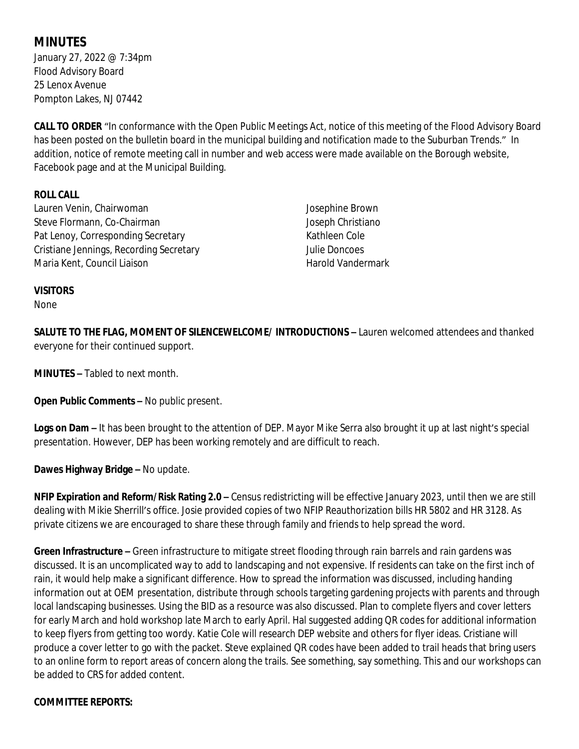# MINUTES

January 27, 2022 @ 7:34pm
Flood Advisory Board
25 Lenox Avenue
Pompton Lakes, NJ 07442

**CALL TO ORDER** "In conformance with the Open Public Meetings Act, notice of this meeting of the Flood Advisory Board has been posted on the bulletin board in the municipal building and notification made to the Suburban Trends." In addition, notice of remote meeting call in number and web access were made available on the Borough website, Facebook page and at the Municipal Building.

**ROLL CALL**

Lauren Venin, Chairwoman
Steve Flormann, Co-Chairman
Pat Lenoy, Corresponding Secretary
Cristiane Jennings, Recording Secretary
Maria Kent, Council Liaison
Josephine Brown
Joseph Christiano
Kathleen Cole
Julie Doncoes
Harold Vandermark

**VISITORS**

None

**SALUTE TO THE FLAG, MOMENT OF SILENCEWELCOME/ INTRODUCTIONS –** Lauren welcomed attendees and thanked everyone for their continued support.

**MINUTES –** Tabled to next month.

**Open Public Comments –** No public present.

**Logs on Dam –** It has been brought to the attention of DEP. Mayor Mike Serra also brought it up at last night's special presentation. However, DEP has been working remotely and are difficult to reach.

**Dawes Highway Bridge –** No update.

**NFIP Expiration and Reform/Risk Rating 2.0 –** Census redistricting will be effective January 2023, until then we are still dealing with Mikie Sherrill's office. Josie provided copies of two NFIP Reauthorization bills HR 5802 and HR 3128. As private citizens we are encouraged to share these through family and friends to help spread the word.

**Green Infrastructure –** Green infrastructure to mitigate street flooding through rain barrels and rain gardens was discussed. It is an uncomplicated way to add to landscaping and not expensive. If residents can take on the first inch of rain, it would help make a significant difference. How to spread the information was discussed, including handing information out at OEM presentation, distribute through schools targeting gardening projects with parents and through local landscaping businesses. Using the BID as a resource was also discussed. Plan to complete flyers and cover letters for early March and hold workshop late March to early April. Hal suggested adding QR codes for additional information to keep flyers from getting too wordy. Katie Cole will research DEP website and others for flyer ideas. Cristiane will produce a cover letter to go with the packet. Steve explained QR codes have been added to trail heads that bring users to an online form to report areas of concern along the trails. See something, say something. This and our workshops can be added to CRS for added content.

**COMMITTEE REPORTS:**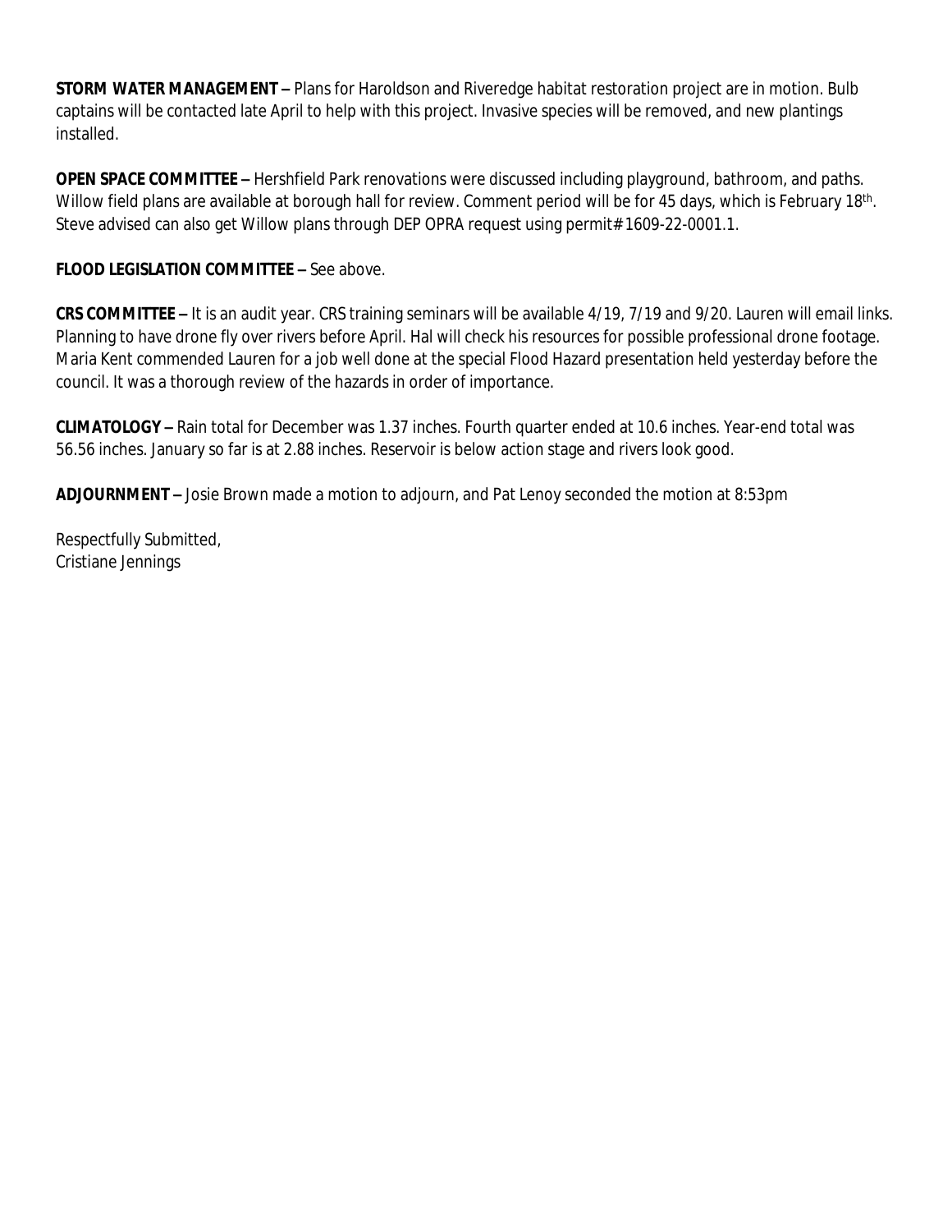**STORM WATER MANAGEMENT –** Plans for Haroldson and Riveredge habitat restoration project are in motion. Bulb captains will be contacted late April to help with this project. Invasive species will be removed, and new plantings installed.

**OPEN SPACE COMMITTEE –** Hershfield Park renovations were discussed including playground, bathroom, and paths. Willow field plans are available at borough hall for review. Comment period will be for 45 days, which is February 18th. Steve advised can also get Willow plans through DEP OPRA request using permit# 1609-22-0001.1.

**FLOOD LEGISLATION COMMITTEE –** See above.

**CRS COMMITTEE –** It is an audit year. CRS training seminars will be available 4/19, 7/19 and 9/20. Lauren will email links. Planning to have drone fly over rivers before April. Hal will check his resources for possible professional drone footage. Maria Kent commended Lauren for a job well done at the special Flood Hazard presentation held yesterday before the council. It was a thorough review of the hazards in order of importance.

**CLIMATOLOGY –** Rain total for December was 1.37 inches. Fourth quarter ended at 10.6 inches. Year-end total was 56.56 inches. January so far is at 2.88 inches. Reservoir is below action stage and rivers look good.

**ADJOURNMENT –** Josie Brown made a motion to adjourn, and Pat Lenoy seconded the motion at 8:53pm

Respectfully Submitted,
Cristiane Jennings